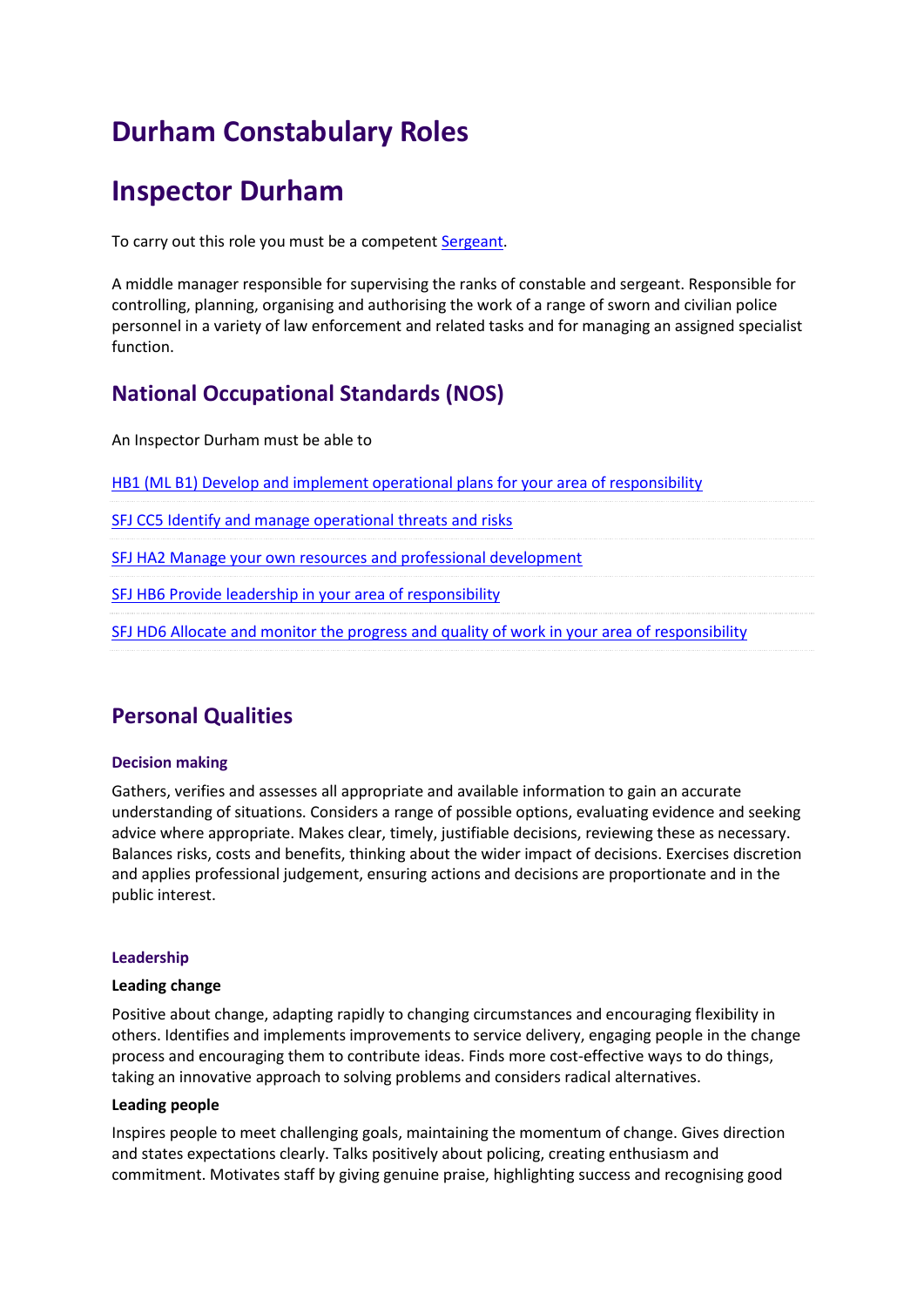# Durham Constabulary Roles

# Inspector Durham

To carry out this role you must be a competent [Sergeant].

A middle manager responsible for supervising the ranks of constable and sergeant. Responsible for controlling, planning, organising and authorising the work of a range of sworn and civilian police personnel in a variety of law enforcement and related tasks and for managing an assigned specialist function.

## National Occupational Standards (NOS)

An Inspector Durham must be able to

HB1 (ML B1) Develop and implement operational plans for your area of responsibility

SFJ CC5 Identify and manage operational threats and risks

SFJ HA2 Manage your own resources and professional development

SFJ HB6 Provide leadership in your area of responsibility

SFJ HD6 Allocate and monitor the progress and quality of work in your area of responsibility

## Personal Qualities

### Decision making

Gathers, verifies and assesses all appropriate and available information to gain an accurate understanding of situations. Considers a range of possible options, evaluating evidence and seeking advice where appropriate. Makes clear, timely, justifiable decisions, reviewing these as necessary. Balances risks, costs and benefits, thinking about the wider impact of decisions. Exercises discretion and applies professional judgement, ensuring actions and decisions are proportionate and in the public interest.

### Leadership

**Leading change**

Positive about change, adapting rapidly to changing circumstances and encouraging flexibility in others. Identifies and implements improvements to service delivery, engaging people in the change process and encouraging them to contribute ideas. Finds more cost-effective ways to do things, taking an innovative approach to solving problems and considers radical alternatives.

**Leading people**

Inspires people to meet challenging goals, maintaining the momentum of change. Gives direction and states expectations clearly. Talks positively about policing, creating enthusiasm and commitment. Motivates staff by giving genuine praise, highlighting success and recognising good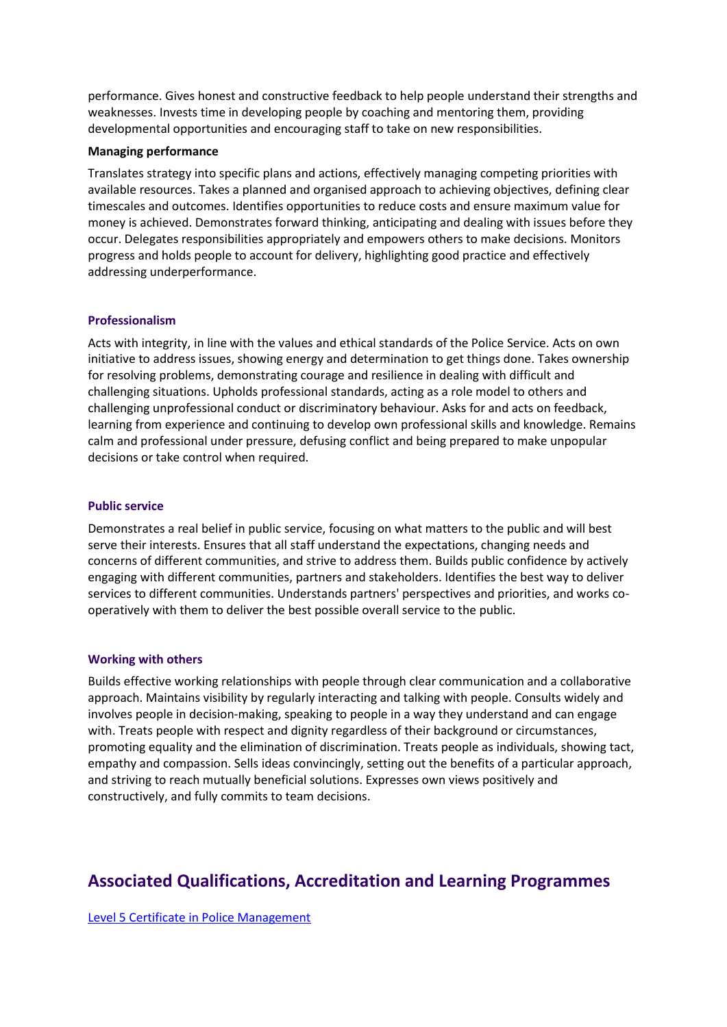performance. Gives honest and constructive feedback to help people understand their strengths and weaknesses. Invests time in developing people by coaching and mentoring them, providing developmental opportunities and encouraging staff to take on new responsibilities.

**Managing performance**

Translates strategy into specific plans and actions, effectively managing competing priorities with available resources. Takes a planned and organised approach to achieving objectives, defining clear timescales and outcomes. Identifies opportunities to reduce costs and ensure maximum value for money is achieved. Demonstrates forward thinking, anticipating and dealing with issues before they occur. Delegates responsibilities appropriately and empowers others to make decisions. Monitors progress and holds people to account for delivery, highlighting good practice and effectively addressing underperformance.

### Professionalism

Acts with integrity, in line with the values and ethical standards of the Police Service. Acts on own initiative to address issues, showing energy and determination to get things done. Takes ownership for resolving problems, demonstrating courage and resilience in dealing with difficult and challenging situations. Upholds professional standards, acting as a role model to others and challenging unprofessional conduct or discriminatory behaviour. Asks for and acts on feedback, learning from experience and continuing to develop own professional skills and knowledge. Remains calm and professional under pressure, defusing conflict and being prepared to make unpopular decisions or take control when required.

### Public service

Demonstrates a real belief in public service, focusing on what matters to the public and will best serve their interests. Ensures that all staff understand the expectations, changing needs and concerns of different communities, and strive to address them. Builds public confidence by actively engaging with different communities, partners and stakeholders. Identifies the best way to deliver services to different communities. Understands partners' perspectives and priorities, and works co-operatively with them to deliver the best possible overall service to the public.

### Working with others

Builds effective working relationships with people through clear communication and a collaborative approach. Maintains visibility by regularly interacting and talking with people. Consults widely and involves people in decision-making, speaking to people in a way they understand and can engage with. Treats people with respect and dignity regardless of their background or circumstances, promoting equality and the elimination of discrimination. Treats people as individuals, showing tact, empathy and compassion. Sells ideas convincingly, setting out the benefits of a particular approach, and striving to reach mutually beneficial solutions. Expresses own views positively and constructively, and fully commits to team decisions.

## Associated Qualifications, Accreditation and Learning Programmes

Level 5 Certificate in Police Management